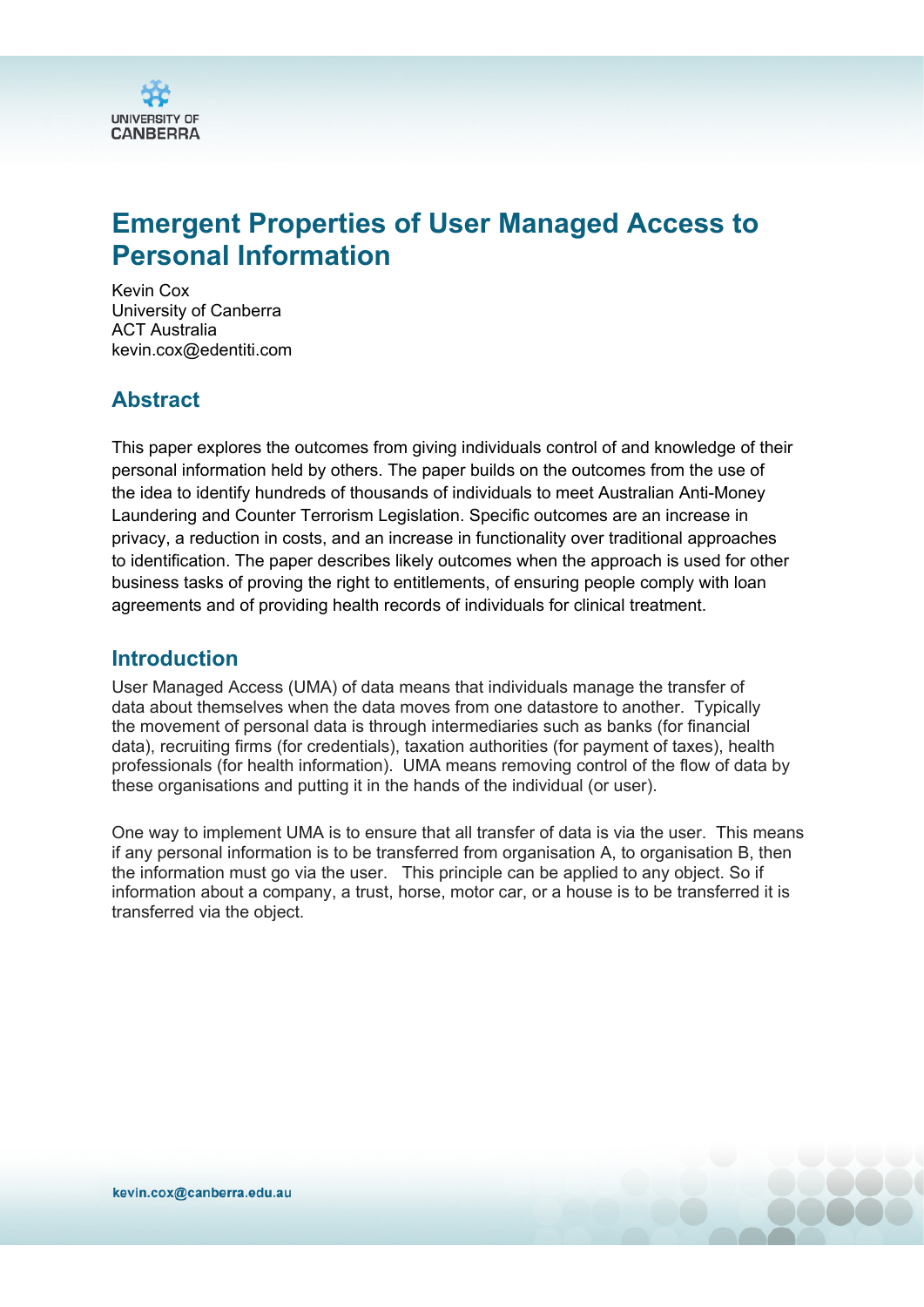UNIVERSITY OF CANBERRA

# Emergent Properties of User Managed Access to Personal Information

Kevin Cox
University of Canberra
ACT Australia
kevin.cox@edentiti.com

## Abstract

This paper explores the outcomes from giving individuals control of and knowledge of their personal information held by others. The paper builds on the outcomes from the use of the idea to identify hundreds of thousands of individuals to meet Australian Anti-Money Laundering and Counter Terrorism Legislation. Specific outcomes are an increase in privacy, a reduction in costs, and an increase in functionality over traditional approaches to identification. The paper describes likely outcomes when the approach is used for other business tasks of proving the right to entitlements, of ensuring people comply with loan agreements and of providing health records of individuals for clinical treatment.

## Introduction

User Managed Access (UMA) of data means that individuals manage the transfer of data about themselves when the data moves from one datastore to another. Typically the movement of personal data is through intermediaries such as banks (for financial data), recruiting firms (for credentials), taxation authorities (for payment of taxes), health professionals (for health information). UMA means removing control of the flow of data by these organisations and putting it in the hands of the individual (or user).

One way to implement UMA is to ensure that all transfer of data is via the user. This means if any personal information is to be transferred from organisation A, to organisation B, then the information must go via the user. This principle can be applied to any object. So if information about a company, a trust, horse, motor car, or a house is to be transferred it is transferred via the object.

kevin.cox@canberra.edu.au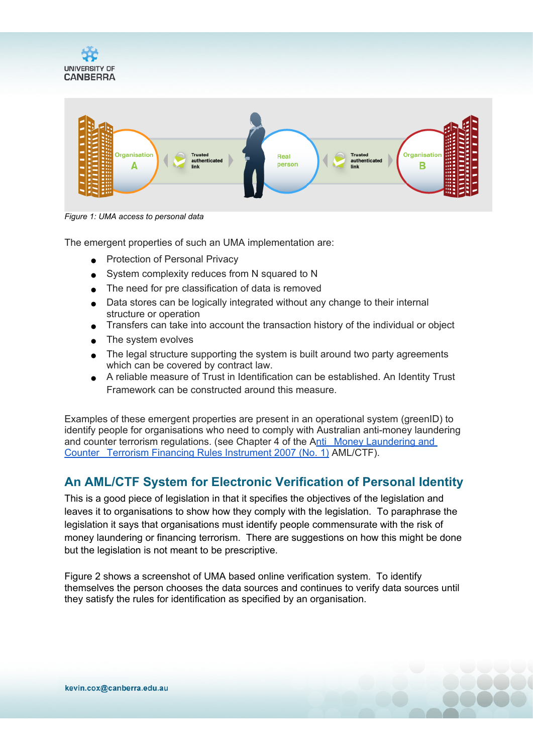Figure 1: UMA access to personal data

The emergent properties of such an UMA implementation are:

- Protection of Personal Privacy
- System complexity reduces from N squared to N
- The need for pre classification of data is removed
- Data stores can be logically integrated without any change to their internal structure or operation
- Transfers can take into account the transaction history of the individual or object
- The system evolves
- The legal structure supporting the system is built around two party agreements which can be covered by contract law.
- A reliable measure of Trust in Identification can be established. An Identity Trust Framework can be constructed around this measure.

Examples of these emergent properties are present in an operational system (greenID) to identify people for organisations who need to comply with Australian anti-money laundering and counter terrorism regulations. (see Chapter 4 of the Anti Money Laundering and Counter Terrorism Financing Rules Instrument 2007 (No. 1) AML/CTF).

## An AML/CTF System for Electronic Verification of Personal Identity

This is a good piece of legislation in that it specifies the objectives of the legislation and leaves it to organisations to show how they comply with the legislation. To paraphrase the legislation it says that organisations must identify people commensurate with the risk of money laundering or financing terrorism. There are suggestions on how this might be done but the legislation is not meant to be prescriptive.

Figure 2 shows a screenshot of UMA based online verification system. To identify themselves the person chooses the data sources and continues to verify data sources until they satisfy the rules for identification as specified by an organisation.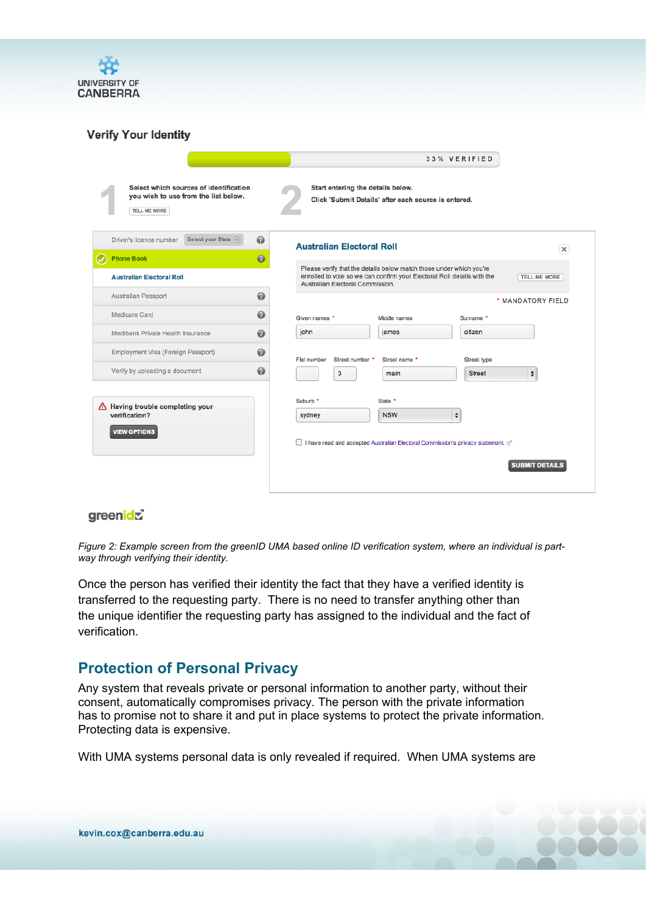*Figure 2: Example screen from the greenID UMA based online ID verification system, where an individual is part-way through verifying their identity.*

Once the person has verified their identity the fact that they have a verified identity is transferred to the requesting party. There is no need to transfer anything other than the unique identifier the requesting party has assigned to the individual and the fact of verification.

## Protection of Personal Privacy

Any system that reveals private or personal information to another party, without their consent, automatically compromises privacy. The person with the private information has to promise not to share it and put in place systems to protect the private information. Protecting data is expensive.

With UMA systems personal data is only revealed if required. When UMA systems are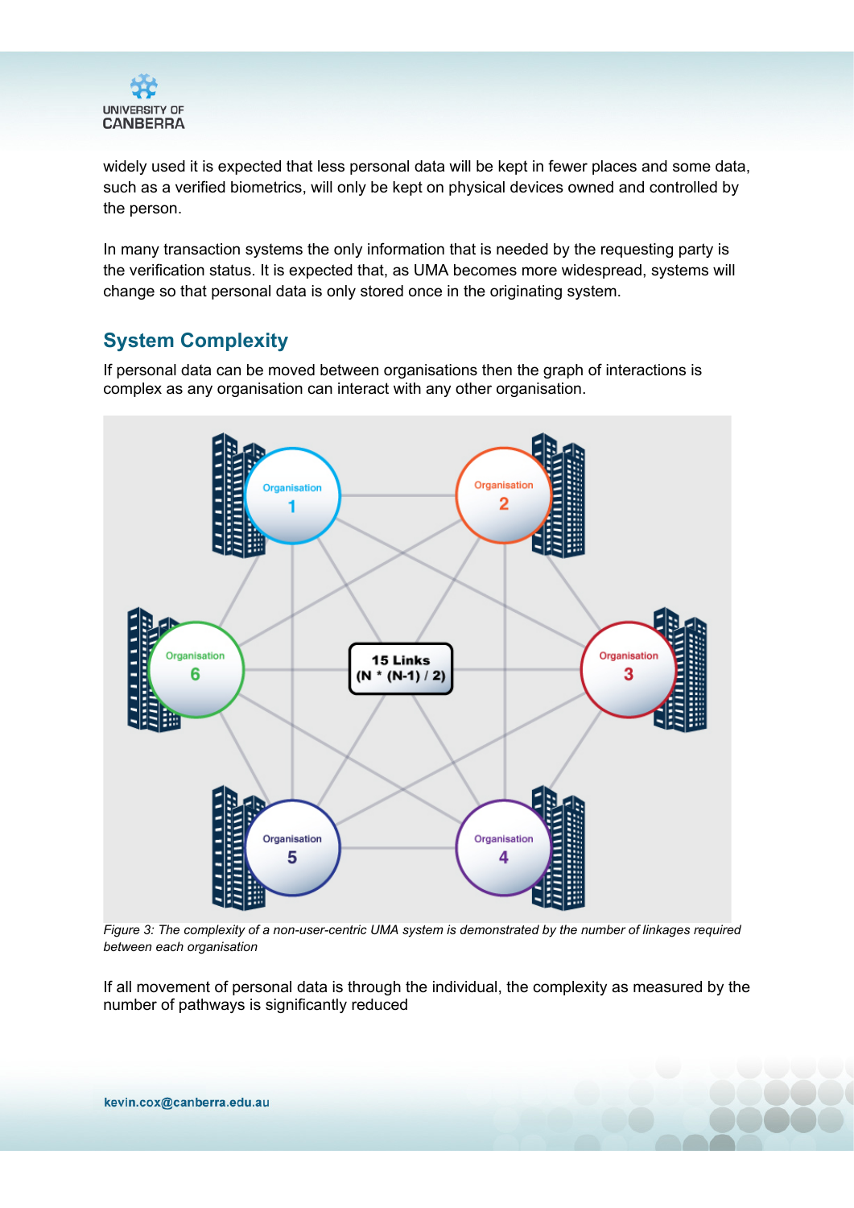widely used it is expected that less personal data will be kept in fewer places and some data, such as a verified biometrics, will only be kept on physical devices owned and controlled by the person.

In many transaction systems the only information that is needed by the requesting party is the verification status. It is expected that, as UMA becomes more widespread, systems will change so that personal data is only stored once in the originating system.

## System Complexity

If personal data can be moved between organisations then the graph of interactions is complex as any organisation can interact with any other organisation.

*Figure 3: The complexity of a non-user-centric UMA system is demonstrated by the number of linkages required between each organisation*

If all movement of personal data is through the individual, the complexity as measured by the number of pathways is significantly reduced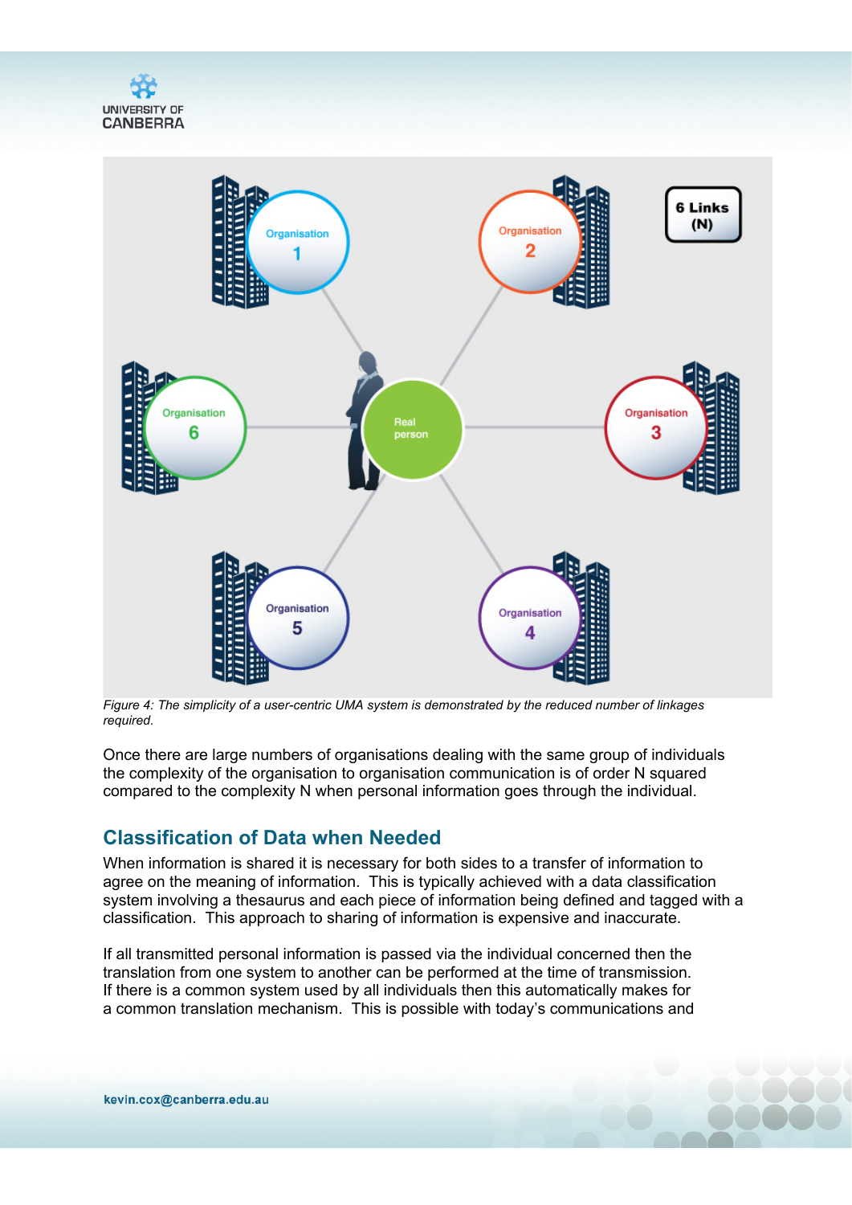*Figure 4: The simplicity of a user-centric UMA system is demonstrated by the reduced number of linkages required.*

Once there are large numbers of organisations dealing with the same group of individuals the complexity of the organisation to organisation communication is of order N squared compared to the complexity N when personal information goes through the individual.

## Classification of Data when Needed

When information is shared it is necessary for both sides to a transfer of information to agree on the meaning of information. This is typically achieved with a data classification system involving a thesaurus and each piece of information being defined and tagged with a classification. This approach to sharing of information is expensive and inaccurate.

If all transmitted personal information is passed via the individual concerned then the translation from one system to another can be performed at the time of transmission. If there is a common system used by all individuals then this automatically makes for a common translation mechanism. This is possible with today's communications and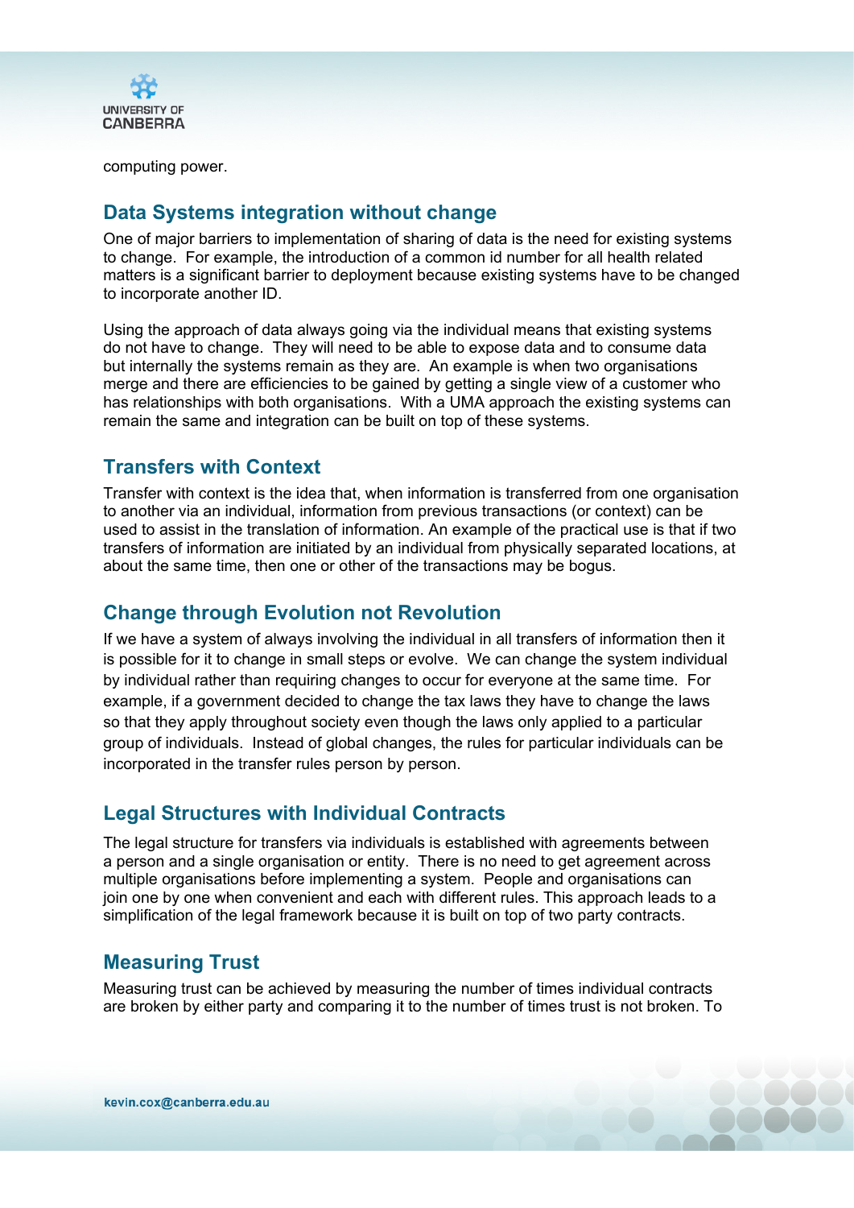computing power.

## Data Systems integration without change

One of major barriers to implementation of sharing of data is the need for existing systems to change. For example, the introduction of a common id number for all health related matters is a significant barrier to deployment because existing systems have to be changed to incorporate another ID.

Using the approach of data always going via the individual means that existing systems do not have to change. They will need to be able to expose data and to consume data but internally the systems remain as they are. An example is when two organisations merge and there are efficiencies to be gained by getting a single view of a customer who has relationships with both organisations. With a UMA approach the existing systems can remain the same and integration can be built on top of these systems.

## Transfers with Context

Transfer with context is the idea that, when information is transferred from one organisation to another via an individual, information from previous transactions (or context) can be used to assist in the translation of information. An example of the practical use is that if two transfers of information are initiated by an individual from physically separated locations, at about the same time, then one or other of the transactions may be bogus.

## Change through Evolution not Revolution

If we have a system of always involving the individual in all transfers of information then it is possible for it to change in small steps or evolve. We can change the system individual by individual rather than requiring changes to occur for everyone at the same time. For example, if a government decided to change the tax laws they have to change the laws so that they apply throughout society even though the laws only applied to a particular group of individuals. Instead of global changes, the rules for particular individuals can be incorporated in the transfer rules person by person.

## Legal Structures with Individual Contracts

The legal structure for transfers via individuals is established with agreements between a person and a single organisation or entity. There is no need to get agreement across multiple organisations before implementing a system. People and organisations can join one by one when convenient and each with different rules. This approach leads to a simplification of the legal framework because it is built on top of two party contracts.

## Measuring Trust

Measuring trust can be achieved by measuring the number of times individual contracts are broken by either party and comparing it to the number of times trust is not broken. To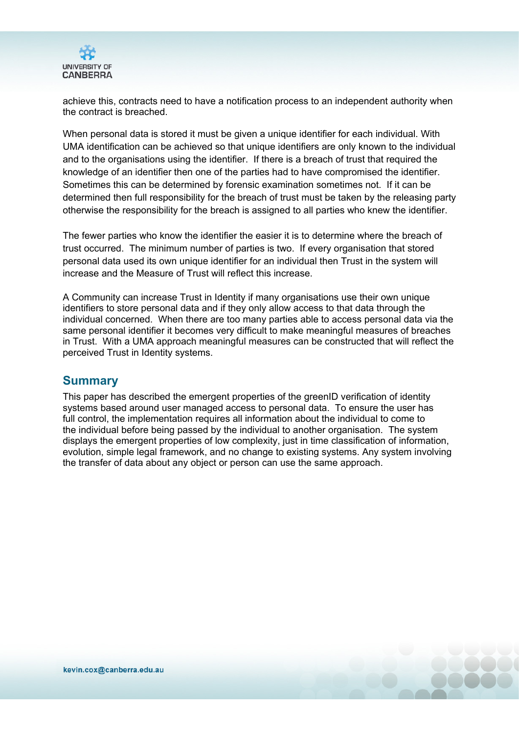achieve this, contracts need to have a notification process to an independent authority when the contract is breached.

When personal data is stored it must be given a unique identifier for each individual. With UMA identification can be achieved so that unique identifiers are only known to the individual and to the organisations using the identifier. If there is a breach of trust that required the knowledge of an identifier then one of the parties had to have compromised the identifier. Sometimes this can be determined by forensic examination sometimes not. If it can be determined then full responsibility for the breach of trust must be taken by the releasing party otherwise the responsibility for the breach is assigned to all parties who knew the identifier.

The fewer parties who know the identifier the easier it is to determine where the breach of trust occurred. The minimum number of parties is two. If every organisation that stored personal data used its own unique identifier for an individual then Trust in the system will increase and the Measure of Trust will reflect this increase.

A Community can increase Trust in Identity if many organisations use their own unique identifiers to store personal data and if they only allow access to that data through the individual concerned. When there are too many parties able to access personal data via the same personal identifier it becomes very difficult to make meaningful measures of breaches in Trust. With a UMA approach meaningful measures can be constructed that will reflect the perceived Trust in Identity systems.

## Summary

This paper has described the emergent properties of the greenID verification of identity systems based around user managed access to personal data. To ensure the user has full control, the implementation requires all information about the individual to come to the individual before being passed by the individual to another organisation. The system displays the emergent properties of low complexity, just in time classification of information, evolution, simple legal framework, and no change to existing systems. Any system involving the transfer of data about any object or person can use the same approach.